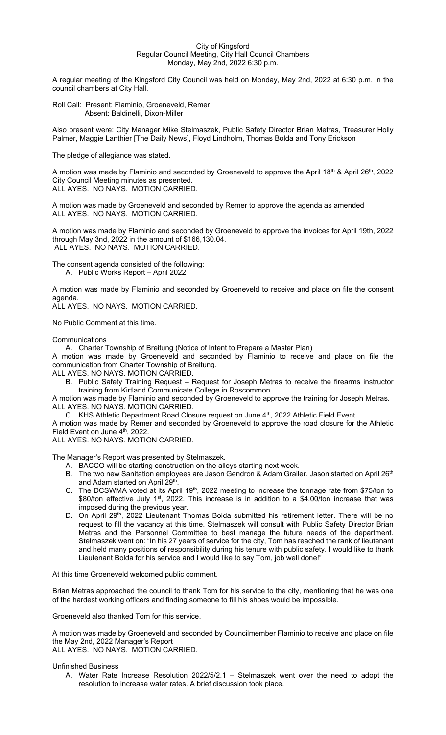City of Kingsford
Regular Council Meeting, City Hall Council Chambers
Monday, May 2nd, 2022 6:30 p.m.

A regular meeting of the Kingsford City Council was held on Monday, May 2nd, 2022 at 6:30 p.m. in the council chambers at City Hall.

Roll Call: Present: Flaminio, Groeneveld, Remer
Absent: Baldinelli, Dixon-Miller

Also present were: City Manager Mike Stelmaszek, Public Safety Director Brian Metras, Treasurer Holly Palmer, Maggie Lanthier [The Daily News], Floyd Lindholm, Thomas Bolda and Tony Erickson

The pledge of allegiance was stated.

A motion was made by Flaminio and seconded by Groeneveld to approve the April 18th & April 26th, 2022 City Council Meeting minutes as presented.
ALL AYES. NO NAYS. MOTION CARRIED.

A motion was made by Groeneveld and seconded by Remer to approve the agenda as amended
ALL AYES. NO NAYS. MOTION CARRIED.

A motion was made by Flaminio and seconded by Groeneveld to approve the invoices for April 19th, 2022 through May 3nd, 2022 in the amount of $166,130.04.
ALL AYES. NO NAYS. MOTION CARRIED.

The consent agenda consisted of the following:

A. Public Works Report – April 2022

A motion was made by Flaminio and seconded by Groeneveld to receive and place on file the consent agenda.
ALL AYES. NO NAYS. MOTION CARRIED.

No Public Comment at this time.

Communications

A. Charter Township of Breitung (Notice of Intent to Prepare a Master Plan)

A motion was made by Groeneveld and seconded by Flaminio to receive and place on file the communication from Charter Township of Breitung.
ALL AYES. NO NAYS. MOTION CARRIED.

B. Public Safety Training Request – Request for Joseph Metras to receive the firearms instructor training from Kirtland Communicate College in Roscommon.

A motion was made by Flaminio and seconded by Groeneveld to approve the training for Joseph Metras.
ALL AYES. NO NAYS. MOTION CARRIED.

C. KHS Athletic Department Road Closure request on June 4th, 2022 Athletic Field Event.

A motion was made by Remer and seconded by Groeneveld to approve the road closure for the Athletic Field Event on June 4th, 2022.
ALL AYES. NO NAYS. MOTION CARRIED.

The Manager's Report was presented by Stelmaszek.

A. BACCO will be starting construction on the alleys starting next week.
B. The two new Sanitation employees are Jason Gendron & Adam Grailer. Jason started on April 26th and Adam started on April 29th.
C. The DCSWMA voted at its April 19th, 2022 meeting to increase the tonnage rate from $75/ton to $80/ton effective July 1st, 2022. This increase is in addition to a $4.00/ton increase that was imposed during the previous year.
D. On April 29th, 2022 Lieutenant Thomas Bolda submitted his retirement letter. There will be no request to fill the vacancy at this time. Stelmaszek will consult with Public Safety Director Brian Metras and the Personnel Committee to best manage the future needs of the department. Stelmaszek went on: "In his 27 years of service for the city, Tom has reached the rank of lieutenant and held many positions of responsibility during his tenure with public safety. I would like to thank Lieutenant Bolda for his service and I would like to say Tom, job well done!"

At this time Groeneveld welcomed public comment.

Brian Metras approached the council to thank Tom for his service to the city, mentioning that he was one of the hardest working officers and finding someone to fill his shoes would be impossible.

Groeneveld also thanked Tom for this service.

A motion was made by Groeneveld and seconded by Councilmember Flaminio to receive and place on file the May 2nd, 2022 Manager's Report
ALL AYES. NO NAYS. MOTION CARRIED.

Unfinished Business

A. Water Rate Increase Resolution 2022/5/2.1 – Stelmaszek went over the need to adopt the resolution to increase water rates. A brief discussion took place.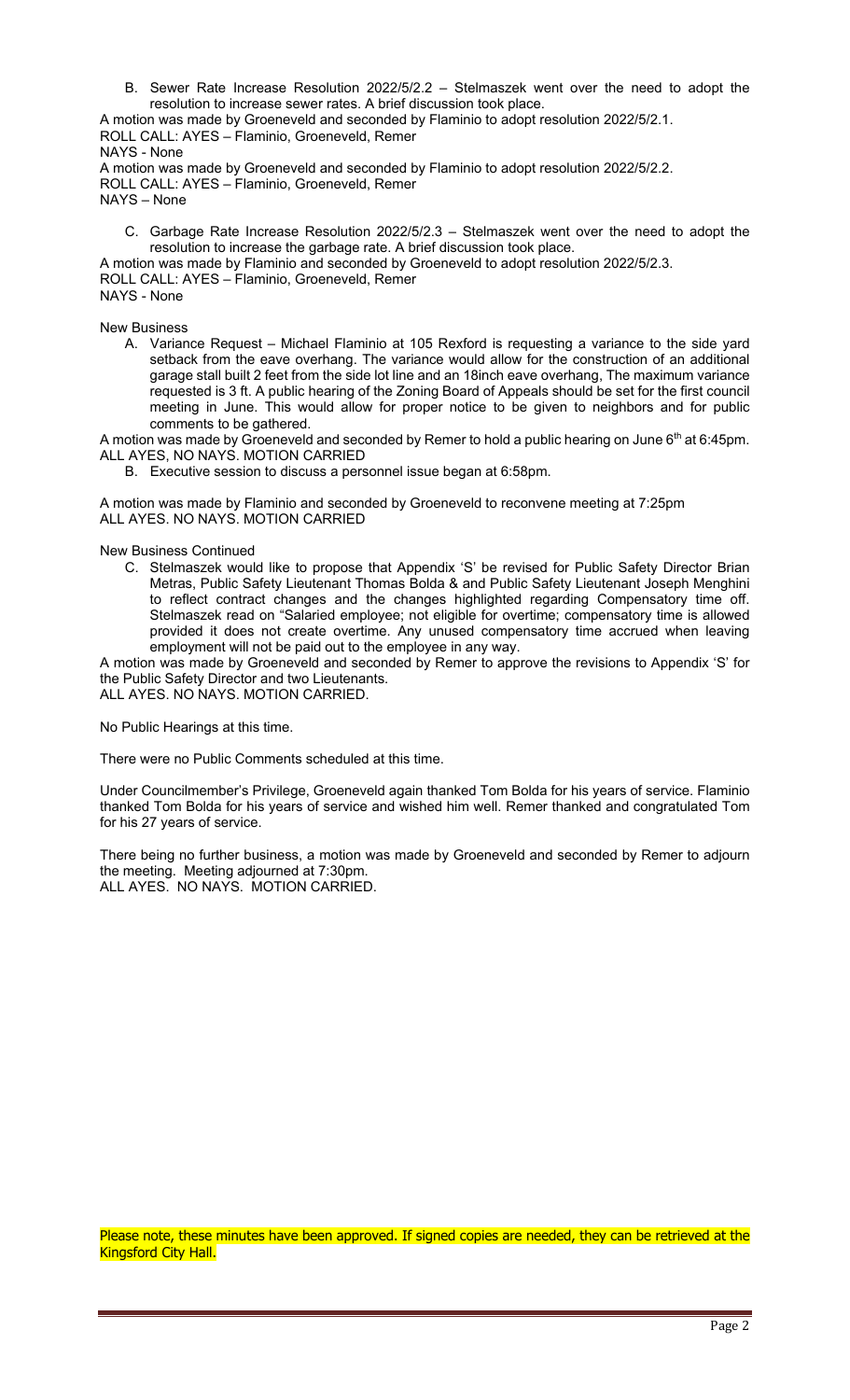B. Sewer Rate Increase Resolution 2022/5/2.2 – Stelmaszek went over the need to adopt the resolution to increase sewer rates. A brief discussion took place.

A motion was made by Groeneveld and seconded by Flaminio to adopt resolution 2022/5/2.1.
ROLL CALL: AYES – Flaminio, Groeneveld, Remer
NAYS - None
A motion was made by Groeneveld and seconded by Flaminio to adopt resolution 2022/5/2.2.
ROLL CALL: AYES – Flaminio, Groeneveld, Remer
NAYS – None

C. Garbage Rate Increase Resolution 2022/5/2.3 – Stelmaszek went over the need to adopt the resolution to increase the garbage rate. A brief discussion took place.

A motion was made by Flaminio and seconded by Groeneveld to adopt resolution 2022/5/2.3.
ROLL CALL: AYES – Flaminio, Groeneveld, Remer
NAYS - None

New Business

A. Variance Request – Michael Flaminio at 105 Rexford is requesting a variance to the side yard setback from the eave overhang. The variance would allow for the construction of an additional garage stall built 2 feet from the side lot line and an 18inch eave overhang, The maximum variance requested is 3 ft. A public hearing of the Zoning Board of Appeals should be set for the first council meeting in June. This would allow for proper notice to be given to neighbors and for public comments to be gathered.

A motion was made by Groeneveld and seconded by Remer to hold a public hearing on June 6th at 6:45pm.
ALL AYES, NO NAYS. MOTION CARRIED

B. Executive session to discuss a personnel issue began at 6:58pm.

A motion was made by Flaminio and seconded by Groeneveld to reconvene meeting at 7:25pm
ALL AYES. NO NAYS. MOTION CARRIED

New Business Continued

C. Stelmaszek would like to propose that Appendix 'S' be revised for Public Safety Director Brian Metras, Public Safety Lieutenant Thomas Bolda & and Public Safety Lieutenant Joseph Menghini to reflect contract changes and the changes highlighted regarding Compensatory time off. Stelmaszek read on "Salaried employee; not eligible for overtime; compensatory time is allowed provided it does not create overtime. Any unused compensatory time accrued when leaving employment will not be paid out to the employee in any way.

A motion was made by Groeneveld and seconded by Remer to approve the revisions to Appendix 'S' for the Public Safety Director and two Lieutenants.
ALL AYES. NO NAYS. MOTION CARRIED.

No Public Hearings at this time.

There were no Public Comments scheduled at this time.

Under Councilmember's Privilege, Groeneveld again thanked Tom Bolda for his years of service. Flaminio thanked Tom Bolda for his years of service and wished him well. Remer thanked and congratulated Tom for his 27 years of service.

There being no further business, a motion was made by Groeneveld and seconded by Remer to adjourn the meeting. Meeting adjourned at 7:30pm.
ALL AYES. NO NAYS. MOTION CARRIED.

Please note, these minutes have been approved. If signed copies are needed, they can be retrieved at the Kingsford City Hall.